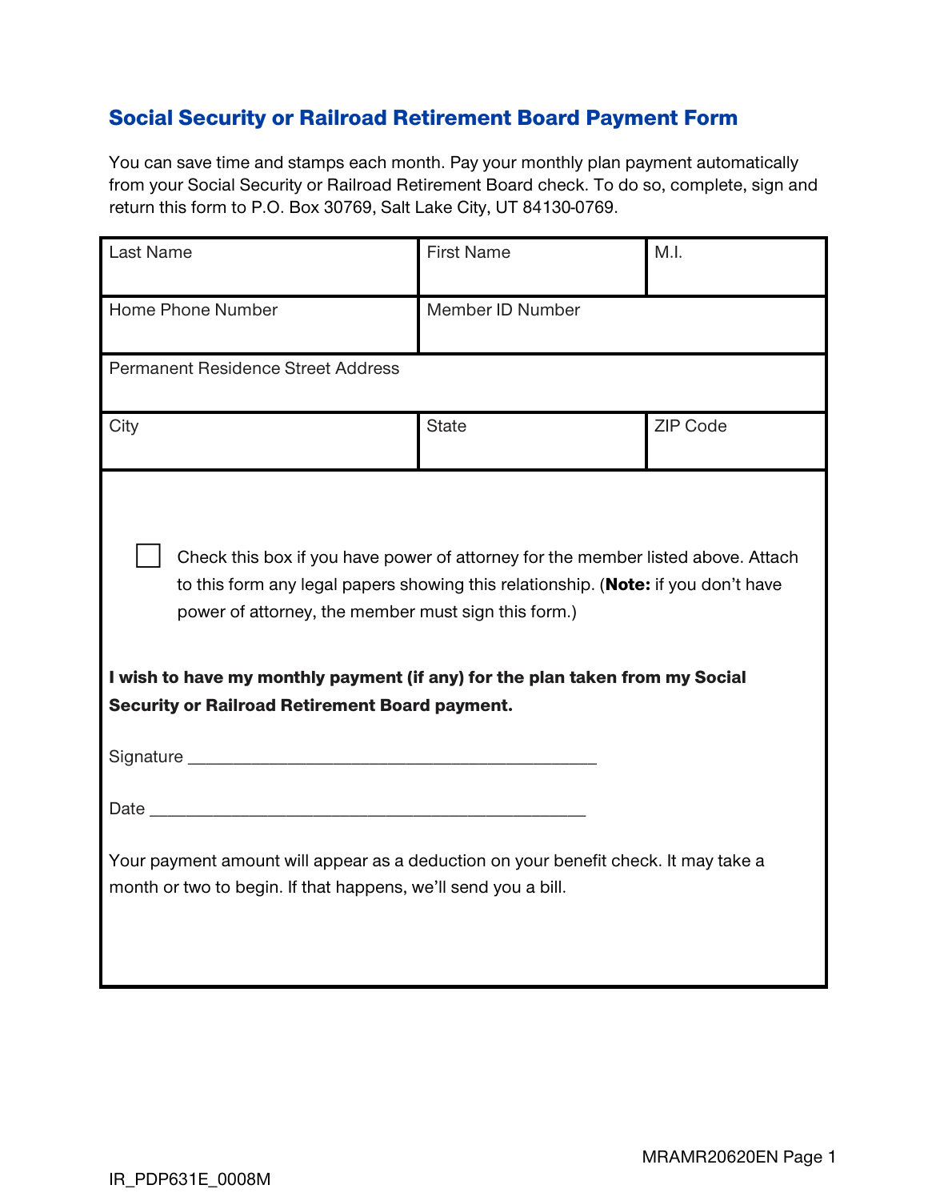## Social Security or Railroad Retirement Board Payment Form

You can save time and stamps each month. Pay your monthly plan payment automatically from your Social Security or Railroad Retirement Board check. To do so, complete, sign and return this form to P.O. Box 30769, Salt Lake City, UT 84130-0769.

| Last Name | First Name | M.I. |
|---|---|---|
| Home Phone Number | Member ID Number | |
| Permanent Residence Street Address | | |
| City | State | ZIP Code |

☐ Check this box if you have power of attorney for the member listed above. Attach to this form any legal papers showing this relationship. (**Note:** if you don't have power of attorney, the member must sign this form.)

**I wish to have my monthly payment (if any) for the plan taken from my Social Security or Railroad Retirement Board payment.**

Signature ___________________________________________

Date _____________________________________________

Your payment amount will appear as a deduction on your benefit check. It may take a month or two to begin. If that happens, we'll send you a bill.

MRAMR20620EN

IR_PDP631E_0008M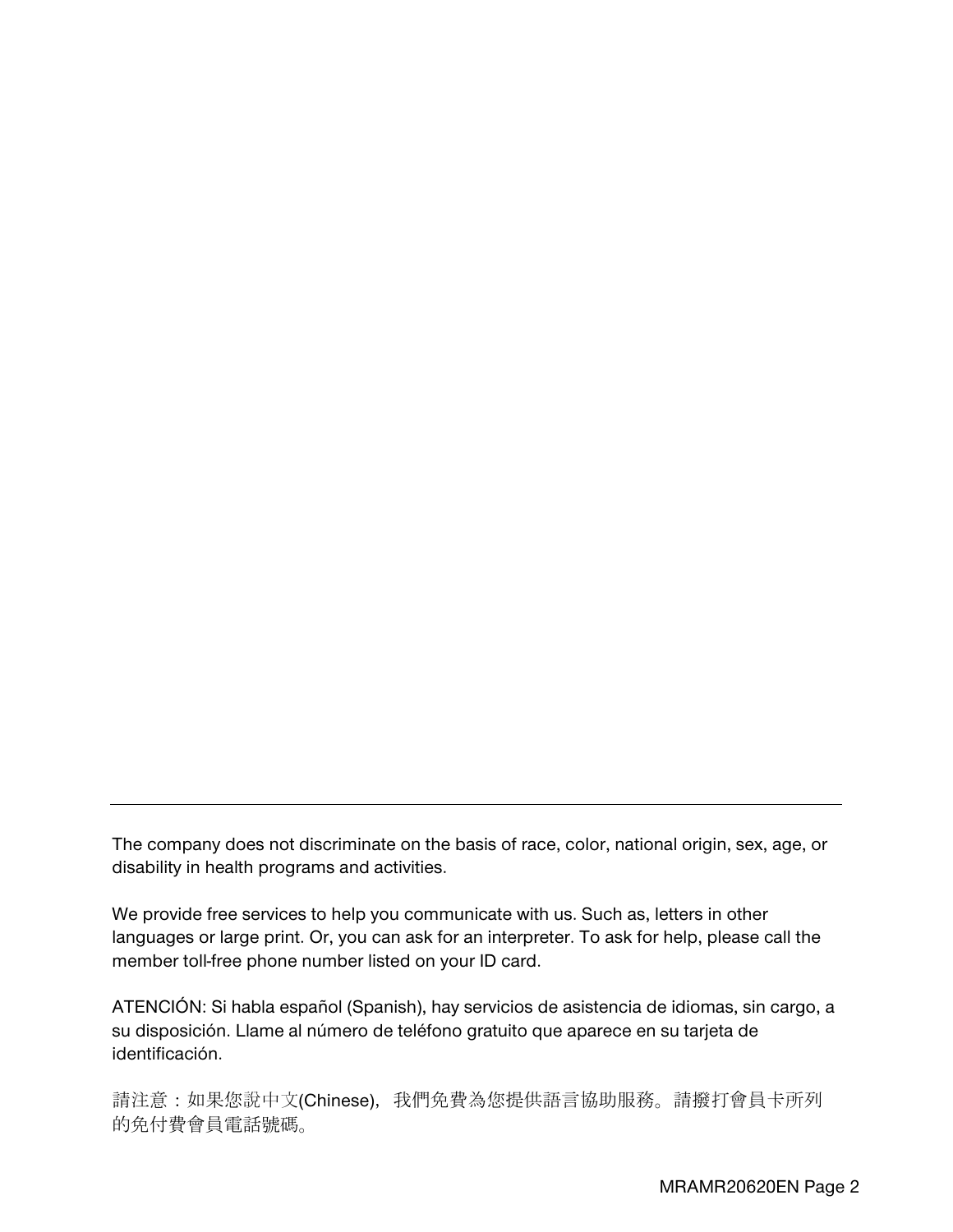---

The company does not discriminate on the basis of race, color, national origin, sex, age, or disability in health programs and activities.

We provide free services to help you communicate with us. Such as, letters in other languages or large print. Or, you can ask for an interpreter. To ask for help, please call the member toll-free phone number listed on your ID card.

ATENCIÓN: Si habla español (Spanish), hay servicios de asistencia de idiomas, sin cargo, a su disposición. Llame al número de teléfono gratuito que aparece en su tarjeta de identificación.

請注意：如果您說中文(Chinese)，我們免費為您提供語言協助服務。請撥打會員卡所列的免付費會員電話號碼。

MRAMR20620EN